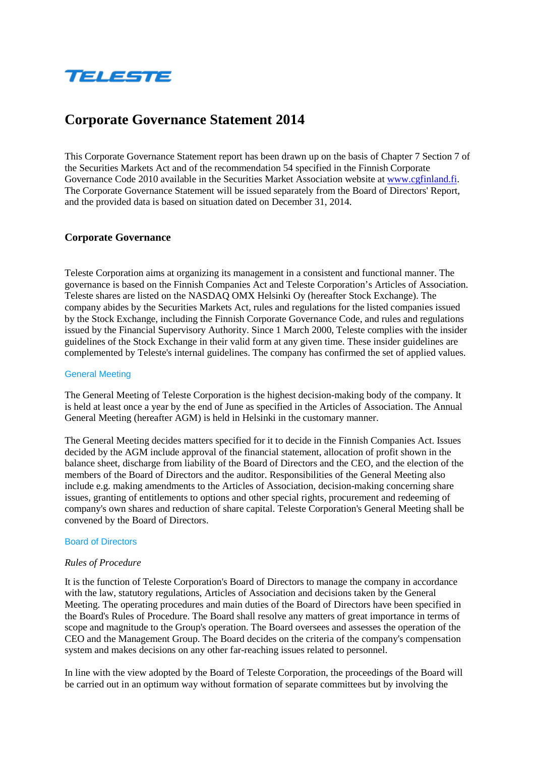TELESTE

# Corporate Governance Statement 2014

This Corporate Governance Statement report has been drawn up on the basis of Chapter 7 Section 7 of the Securities Markets Act and of the recommendation 54 specified in the Finnish Corporate Governance Code 2010 available in the Securities Market Association website at [www.cgfinland.fi](http://www.cgfinland.fi). The Corporate Governance Statement will be issued separately from the Board of Directors' Report, and the provided data is based on situation dated on December 31, 2014.

## Corporate Governance

Teleste Corporation aims at organizing its management in a consistent and functional manner. The governance is based on the Finnish Companies Act and Teleste Corporation's Articles of Association. Teleste shares are listed on the NASDAQ OMX Helsinki Oy (hereafter Stock Exchange). The company abides by the Securities Markets Act, rules and regulations for the listed companies issued by the Stock Exchange, including the Finnish Corporate Governance Code, and rules and regulations issued by the Financial Supervisory Authority. Since 1 March 2000, Teleste complies with the insider guidelines of the Stock Exchange in their valid form at any given time. These insider guidelines are complemented by Teleste's internal guidelines. The company has confirmed the set of applied values.

### General Meeting

The General Meeting of Teleste Corporation is the highest decision-making body of the company. It is held at least once a year by the end of June as specified in the Articles of Association. The Annual General Meeting (hereafter AGM) is held in Helsinki in the customary manner.

The General Meeting decides matters specified for it to decide in the Finnish Companies Act. Issues decided by the AGM include approval of the financial statement, allocation of profit shown in the balance sheet, discharge from liability of the Board of Directors and the CEO, and the election of the members of the Board of Directors and the auditor. Responsibilities of the General Meeting also include e.g. making amendments to the Articles of Association, decision-making concerning share issues, granting of entitlements to options and other special rights, procurement and redeeming of company's own shares and reduction of share capital. Teleste Corporation's General Meeting shall be convened by the Board of Directors.

### Board of Directors

*Rules of Procedure*

It is the function of Teleste Corporation's Board of Directors to manage the company in accordance with the law, statutory regulations, Articles of Association and decisions taken by the General Meeting. The operating procedures and main duties of the Board of Directors have been specified in the Board's Rules of Procedure. The Board shall resolve any matters of great importance in terms of scope and magnitude to the Group's operation. The Board oversees and assesses the operation of the CEO and the Management Group. The Board decides on the criteria of the company's compensation system and makes decisions on any other far-reaching issues related to personnel.

In line with the view adopted by the Board of Teleste Corporation, the proceedings of the Board will be carried out in an optimum way without formation of separate committees but by involving the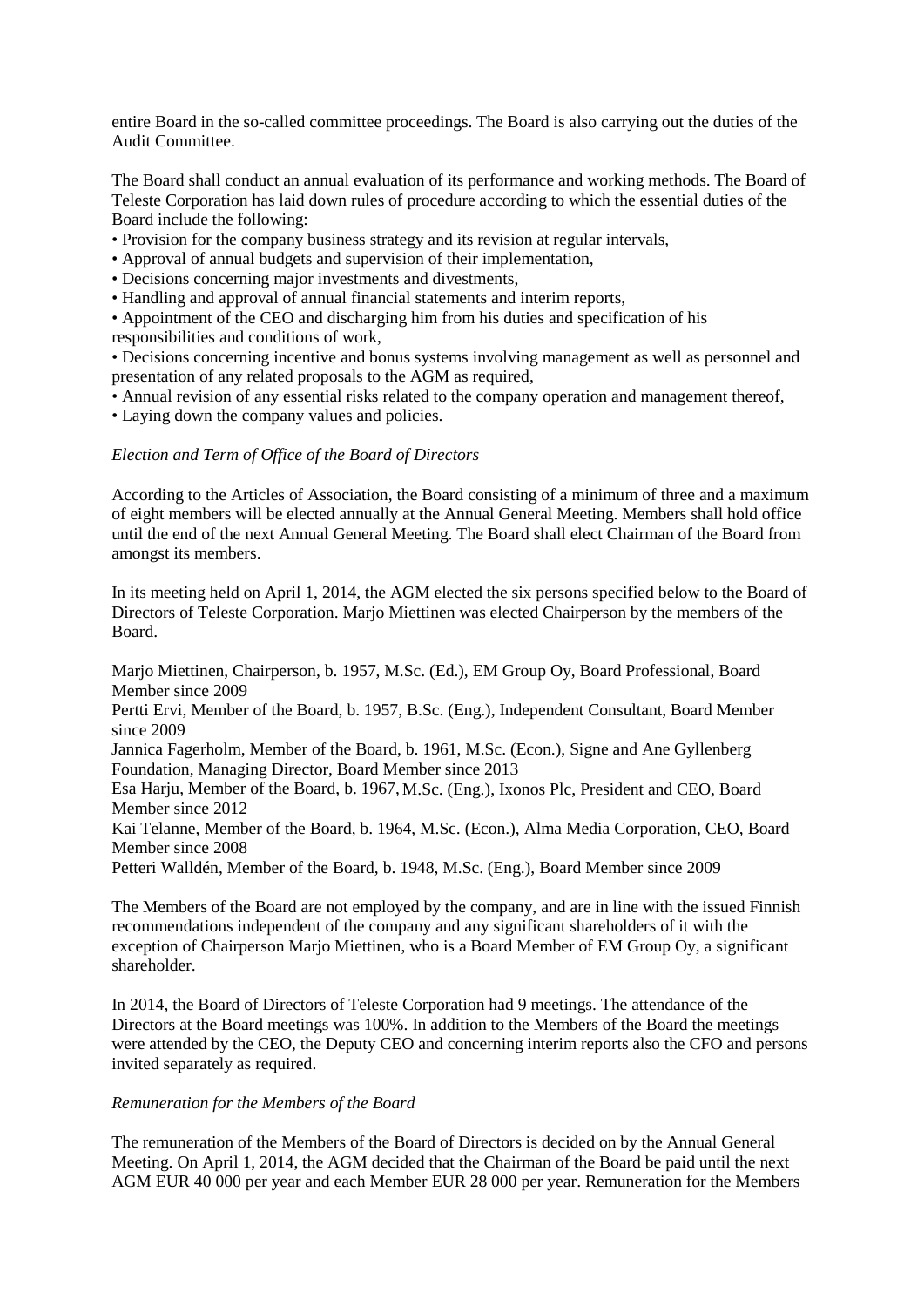entire Board in the so-called committee proceedings. The Board is also carrying out the duties of the Audit Committee.

The Board shall conduct an annual evaluation of its performance and working methods. The Board of Teleste Corporation has laid down rules of procedure according to which the essential duties of the Board include the following:

- Provision for the company business strategy and its revision at regular intervals,
- Approval of annual budgets and supervision of their implementation,
- Decisions concerning major investments and divestments,
- Handling and approval of annual financial statements and interim reports,
- Appointment of the CEO and discharging him from his duties and specification of his responsibilities and conditions of work,
- Decisions concerning incentive and bonus systems involving management as well as personnel and presentation of any related proposals to the AGM as required,
- Annual revision of any essential risks related to the company operation and management thereof,
- Laying down the company values and policies.

*Election and Term of Office of the Board of Directors*

According to the Articles of Association, the Board consisting of a minimum of three and a maximum of eight members will be elected annually at the Annual General Meeting. Members shall hold office until the end of the next Annual General Meeting. The Board shall elect Chairman of the Board from amongst its members.

In its meeting held on April 1, 2014, the AGM elected the six persons specified below to the Board of Directors of Teleste Corporation. Marjo Miettinen was elected Chairperson by the members of the Board.

Marjo Miettinen, Chairperson, b. 1957, M.Sc. (Ed.), EM Group Oy, Board Professional, Board Member since 2009
Pertti Ervi, Member of the Board, b. 1957, B.Sc. (Eng.), Independent Consultant, Board Member since 2009
Jannica Fagerholm, Member of the Board, b. 1961, M.Sc. (Econ.), Signe and Ane Gyllenberg Foundation, Managing Director, Board Member since 2013
Esa Harju, Member of the Board, b. 1967, M.Sc. (Eng.), Ixonos Plc, President and CEO, Board Member since 2012
Kai Telanne, Member of the Board, b. 1964, M.Sc. (Econ.), Alma Media Corporation, CEO, Board Member since 2008
Petteri Walldén, Member of the Board, b. 1948, M.Sc. (Eng.), Board Member since 2009

The Members of the Board are not employed by the company, and are in line with the issued Finnish recommendations independent of the company and any significant shareholders of it with the exception of Chairperson Marjo Miettinen, who is a Board Member of EM Group Oy, a significant shareholder.

In 2014, the Board of Directors of Teleste Corporation had 9 meetings. The attendance of the Directors at the Board meetings was 100%. In addition to the Members of the Board the meetings were attended by the CEO, the Deputy CEO and concerning interim reports also the CFO and persons invited separately as required.

*Remuneration for the Members of the Board*

The remuneration of the Members of the Board of Directors is decided on by the Annual General Meeting. On April 1, 2014, the AGM decided that the Chairman of the Board be paid until the next AGM EUR 40 000 per year and each Member EUR 28 000 per year. Remuneration for the Members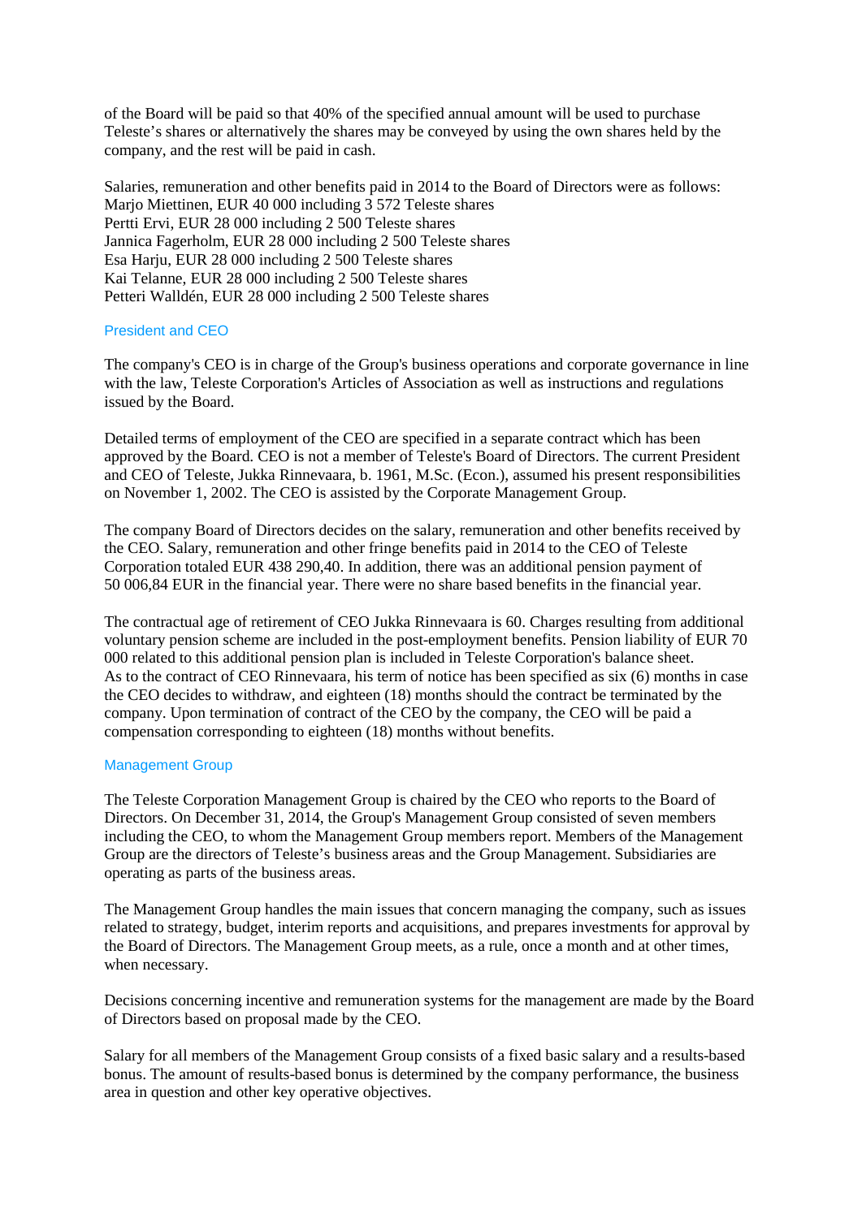of the Board will be paid so that 40% of the specified annual amount will be used to purchase Teleste's shares or alternatively the shares may be conveyed by using the own shares held by the company, and the rest will be paid in cash.

Salaries, remuneration and other benefits paid in 2014 to the Board of Directors were as follows:
Marjo Miettinen, EUR 40 000 including 3 572 Teleste shares
Pertti Ervi, EUR 28 000 including 2 500 Teleste shares
Jannica Fagerholm, EUR 28 000 including 2 500 Teleste shares
Esa Harju, EUR 28 000 including 2 500 Teleste shares
Kai Telanne, EUR 28 000 including 2 500 Teleste shares
Petteri Walldén, EUR 28 000 including 2 500 Teleste shares

## President and CEO

The company's CEO is in charge of the Group's business operations and corporate governance in line with the law, Teleste Corporation's Articles of Association as well as instructions and regulations issued by the Board.

Detailed terms of employment of the CEO are specified in a separate contract which has been approved by the Board. CEO is not a member of Teleste's Board of Directors. The current President and CEO of Teleste, Jukka Rinnevaara, b. 1961, M.Sc. (Econ.), assumed his present responsibilities on November 1, 2002. The CEO is assisted by the Corporate Management Group.

The company Board of Directors decides on the salary, remuneration and other benefits received by the CEO. Salary, remuneration and other fringe benefits paid in 2014 to the CEO of Teleste Corporation totaled EUR 438 290,40. In addition, there was an additional pension payment of 50 006,84 EUR in the financial year. There were no share based benefits in the financial year.

The contractual age of retirement of CEO Jukka Rinnevaara is 60. Charges resulting from additional voluntary pension scheme are included in the post-employment benefits. Pension liability of EUR 70 000 related to this additional pension plan is included in Teleste Corporation's balance sheet.
As to the contract of CEO Rinnevaara, his term of notice has been specified as six (6) months in case the CEO decides to withdraw, and eighteen (18) months should the contract be terminated by the company. Upon termination of contract of the CEO by the company, the CEO will be paid a compensation corresponding to eighteen (18) months without benefits.

## Management Group

The Teleste Corporation Management Group is chaired by the CEO who reports to the Board of Directors. On December 31, 2014, the Group's Management Group consisted of seven members including the CEO, to whom the Management Group members report. Members of the Management Group are the directors of Teleste's business areas and the Group Management. Subsidiaries are operating as parts of the business areas.

The Management Group handles the main issues that concern managing the company, such as issues related to strategy, budget, interim reports and acquisitions, and prepares investments for approval by the Board of Directors. The Management Group meets, as a rule, once a month and at other times, when necessary.

Decisions concerning incentive and remuneration systems for the management are made by the Board of Directors based on proposal made by the CEO.

Salary for all members of the Management Group consists of a fixed basic salary and a results-based bonus. The amount of results-based bonus is determined by the company performance, the business area in question and other key operative objectives.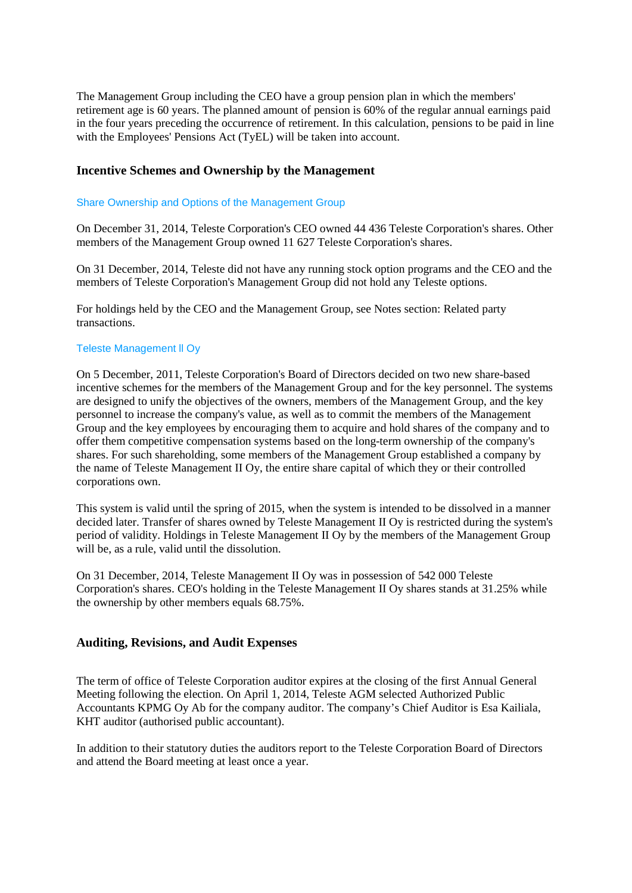The Management Group including the CEO have a group pension plan in which the members' retirement age is 60 years. The planned amount of pension is 60% of the regular annual earnings paid in the four years preceding the occurrence of retirement. In this calculation, pensions to be paid in line with the Employees' Pensions Act (TyEL) will be taken into account.

## Incentive Schemes and Ownership by the Management

### Share Ownership and Options of the Management Group

On December 31, 2014, Teleste Corporation's CEO owned 44 436 Teleste Corporation's shares. Other members of the Management Group owned 11 627 Teleste Corporation's shares.

On 31 December, 2014, Teleste did not have any running stock option programs and the CEO and the members of Teleste Corporation's Management Group did not hold any Teleste options.

For holdings held by the CEO and the Management Group, see Notes section: Related party transactions.

### Teleste Management ll Oy

On 5 December, 2011, Teleste Corporation's Board of Directors decided on two new share-based incentive schemes for the members of the Management Group and for the key personnel. The systems are designed to unify the objectives of the owners, members of the Management Group, and the key personnel to increase the company's value, as well as to commit the members of the Management Group and the key employees by encouraging them to acquire and hold shares of the company and to offer them competitive compensation systems based on the long-term ownership of the company's shares. For such shareholding, some members of the Management Group established a company by the name of Teleste Management II Oy, the entire share capital of which they or their controlled corporations own.

This system is valid until the spring of 2015, when the system is intended to be dissolved in a manner decided later. Transfer of shares owned by Teleste Management II Oy is restricted during the system's period of validity. Holdings in Teleste Management II Oy by the members of the Management Group will be, as a rule, valid until the dissolution.

On 31 December, 2014, Teleste Management II Oy was in possession of 542 000 Teleste Corporation's shares. CEO's holding in the Teleste Management II Oy shares stands at 31.25% while the ownership by other members equals 68.75%.

## Auditing, Revisions, and Audit Expenses

The term of office of Teleste Corporation auditor expires at the closing of the first Annual General Meeting following the election. On April 1, 2014, Teleste AGM selected Authorized Public Accountants KPMG Oy Ab for the company auditor. The company's Chief Auditor is Esa Kailiala, KHT auditor (authorised public accountant).

In addition to their statutory duties the auditors report to the Teleste Corporation Board of Directors and attend the Board meeting at least once a year.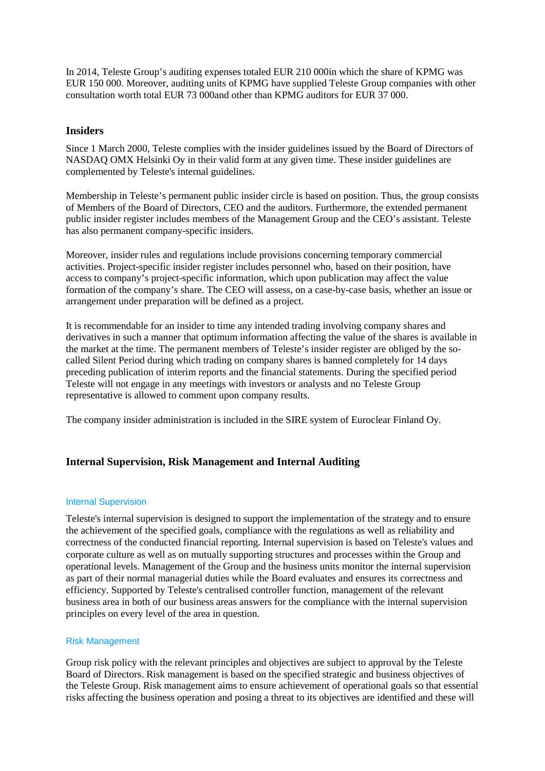In 2014, Teleste Group's auditing expenses totaled EUR 210 000in which the share of KPMG was EUR 150 000. Moreover, auditing units of KPMG have supplied Teleste Group companies with other consultation worth total EUR 73 000and other than KPMG auditors for EUR 37 000.

## Insiders

Since 1 March 2000, Teleste complies with the insider guidelines issued by the Board of Directors of NASDAQ OMX Helsinki Oy in their valid form at any given time. These insider guidelines are complemented by Teleste's internal guidelines.

Membership in Teleste's permanent public insider circle is based on position. Thus, the group consists of Members of the Board of Directors, CEO and the auditors. Furthermore, the extended permanent public insider register includes members of the Management Group and the CEO's assistant. Teleste has also permanent company-specific insiders.

Moreover, insider rules and regulations include provisions concerning temporary commercial activities. Project-specific insider register includes personnel who, based on their position, have access to company's project-specific information, which upon publication may affect the value formation of the company's share. The CEO will assess, on a case-by-case basis, whether an issue or arrangement under preparation will be defined as a project.

It is recommendable for an insider to time any intended trading involving company shares and derivatives in such a manner that optimum information affecting the value of the shares is available in the market at the time. The permanent members of Teleste's insider register are obliged by the so-called Silent Period during which trading on company shares is banned completely for 14 days preceding publication of interim reports and the financial statements. During the specified period Teleste will not engage in any meetings with investors or analysts and no Teleste Group representative is allowed to comment upon company results.

The company insider administration is included in the SIRE system of Euroclear Finland Oy.

## Internal Supervision, Risk Management and Internal Auditing

### Internal Supervision

Teleste's internal supervision is designed to support the implementation of the strategy and to ensure the achievement of the specified goals, compliance with the regulations as well as reliability and correctness of the conducted financial reporting. Internal supervision is based on Teleste's values and corporate culture as well as on mutually supporting structures and processes within the Group and operational levels. Management of the Group and the business units monitor the internal supervision as part of their normal managerial duties while the Board evaluates and ensures its correctness and efficiency. Supported by Teleste's centralised controller function, management of the relevant business area in both of our business areas answers for the compliance with the internal supervision principles on every level of the area in question.

### Risk Management

Group risk policy with the relevant principles and objectives are subject to approval by the Teleste Board of Directors. Risk management is based on the specified strategic and business objectives of the Teleste Group. Risk management aims to ensure achievement of operational goals so that essential risks affecting the business operation and posing a threat to its objectives are identified and these will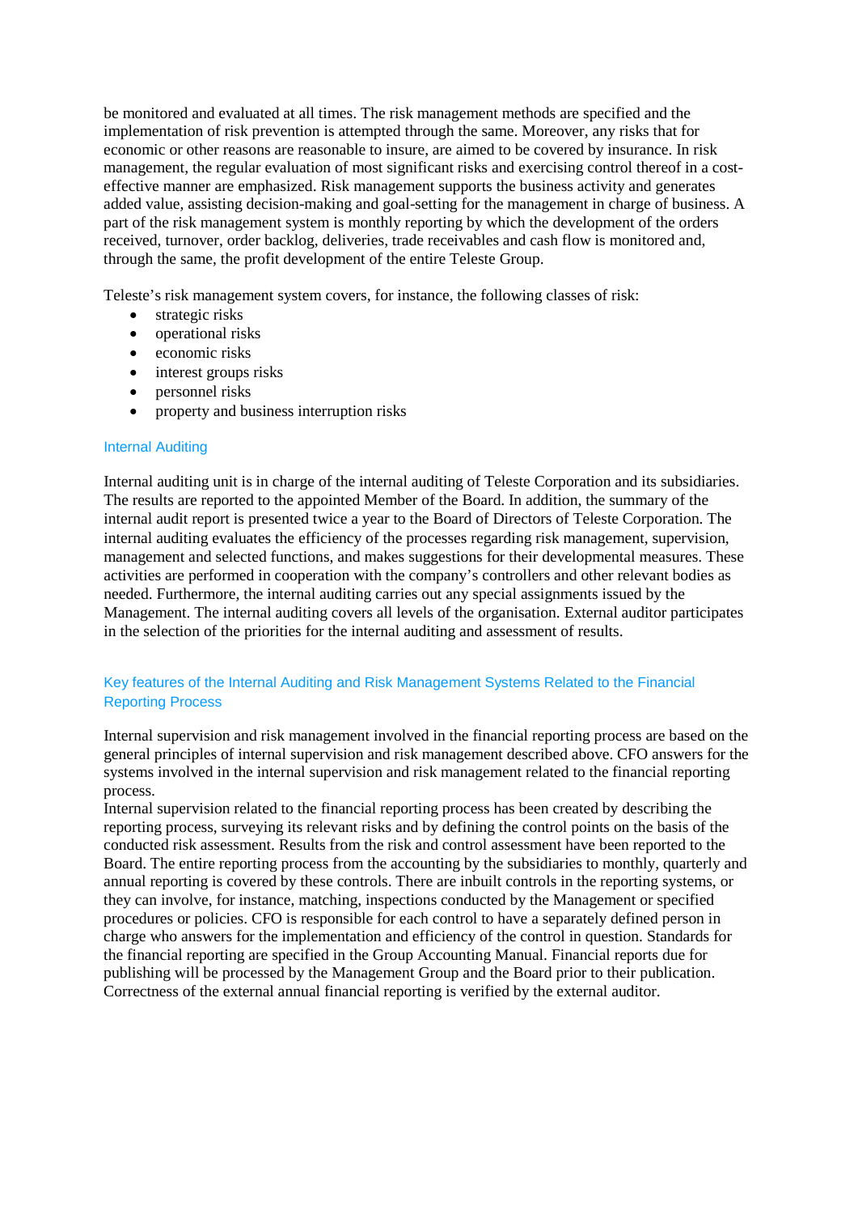be monitored and evaluated at all times. The risk management methods are specified and the implementation of risk prevention is attempted through the same. Moreover, any risks that for economic or other reasons are reasonable to insure, are aimed to be covered by insurance. In risk management, the regular evaluation of most significant risks and exercising control thereof in a cost-effective manner are emphasized. Risk management supports the business activity and generates added value, assisting decision-making and goal-setting for the management in charge of business. A part of the risk management system is monthly reporting by which the development of the orders received, turnover, order backlog, deliveries, trade receivables and cash flow is monitored and, through the same, the profit development of the entire Teleste Group.

Teleste's risk management system covers, for instance, the following classes of risk:

- strategic risks
- operational risks
- economic risks
- interest groups risks
- personnel risks
- property and business interruption risks

## Internal Auditing

Internal auditing unit is in charge of the internal auditing of Teleste Corporation and its subsidiaries. The results are reported to the appointed Member of the Board. In addition, the summary of the internal audit report is presented twice a year to the Board of Directors of Teleste Corporation. The internal auditing evaluates the efficiency of the processes regarding risk management, supervision, management and selected functions, and makes suggestions for their developmental measures. These activities are performed in cooperation with the company's controllers and other relevant bodies as needed. Furthermore, the internal auditing carries out any special assignments issued by the Management. The internal auditing covers all levels of the organisation. External auditor participates in the selection of the priorities for the internal auditing and assessment of results.

## Key features of the Internal Auditing and Risk Management Systems Related to the Financial Reporting Process

Internal supervision and risk management involved in the financial reporting process are based on the general principles of internal supervision and risk management described above. CFO answers for the systems involved in the internal supervision and risk management related to the financial reporting process.

Internal supervision related to the financial reporting process has been created by describing the reporting process, surveying its relevant risks and by defining the control points on the basis of the conducted risk assessment. Results from the risk and control assessment have been reported to the Board. The entire reporting process from the accounting by the subsidiaries to monthly, quarterly and annual reporting is covered by these controls. There are inbuilt controls in the reporting systems, or they can involve, for instance, matching, inspections conducted by the Management or specified procedures or policies. CFO is responsible for each control to have a separately defined person in charge who answers for the implementation and efficiency of the control in question. Standards for the financial reporting are specified in the Group Accounting Manual. Financial reports due for publishing will be processed by the Management Group and the Board prior to their publication. Correctness of the external annual financial reporting is verified by the external auditor.